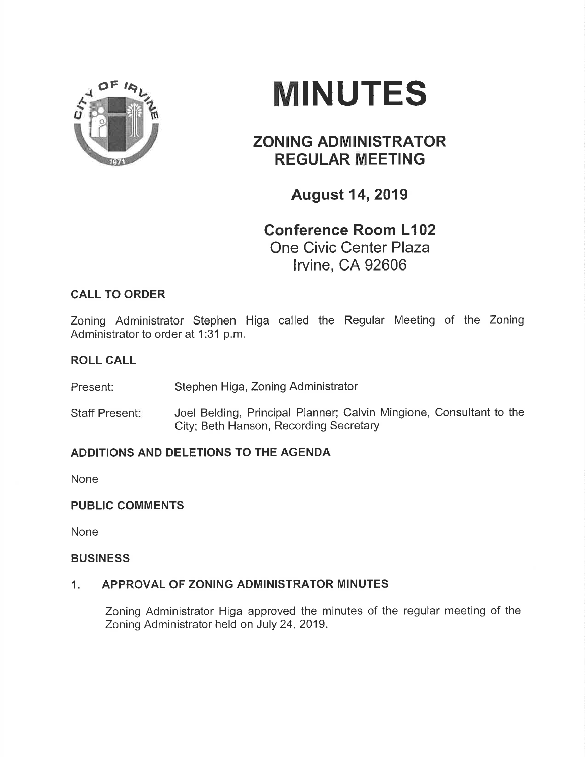# MINUTES

## ZONING ADMINISTRATOR REGULAR MEETING

### August 14, 2019

### Conference Room L102

One Civic Center Plaza
Irvine, CA 92606

## CALL TO ORDER

Zoning Administrator Stephen Higa called the Regular Meeting of the Zoning Administrator to order at 1:31 p.m.

## ROLL CALL

Present: Stephen Higa, Zoning Administrator

Staff Present: Joel Belding, Principal Planner; Calvin Mingione, Consultant to the City; Beth Hanson, Recording Secretary

## ADDITIONS AND DELETIONS TO THE AGENDA

None

## PUBLIC COMMENTS

None

## BUSINESS

### 1. APPROVAL OF ZONING ADMINISTRATOR MINUTES

Zoning Administrator Higa approved the minutes of the regular meeting of the Zoning Administrator held on July 24, 2019.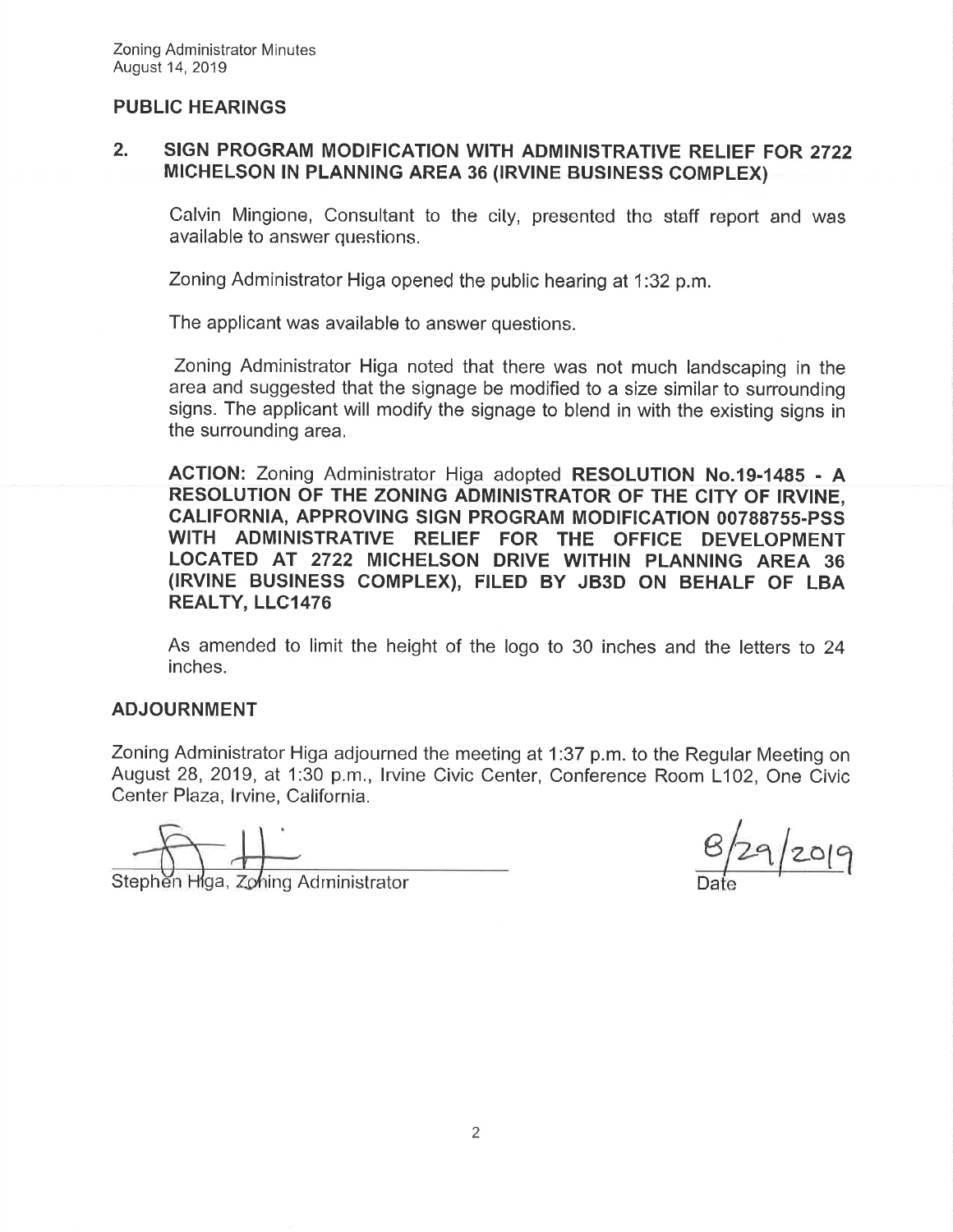## PUBLIC HEARINGS

### 2. SIGN PROGRAM MODIFICATION WITH ADMINISTRATIVE RELIEF FOR 2722 MICHELSON IN PLANNING AREA 36 (IRVINE BUSINESS COMPLEX)

Calvin Mingione, Consultant to the city, presented the staff report and was available to answer questions.

Zoning Administrator Higa opened the public hearing at 1:32 p.m.

The applicant was available to answer questions.

Zoning Administrator Higa noted that there was not much landscaping in the area and suggested that the signage be modified to a size similar to surrounding signs. The applicant will modify the signage to blend in with the existing signs in the surrounding area.

**ACTION:** Zoning Administrator Higa adopted **RESOLUTION No.19-1485 - A RESOLUTION OF THE ZONING ADMINISTRATOR OF THE CITY OF IRVINE, CALIFORNIA, APPROVING SIGN PROGRAM MODIFICATION 00788755-PSS WITH ADMINISTRATIVE RELIEF FOR THE OFFICE DEVELOPMENT LOCATED AT 2722 MICHELSON DRIVE WITHIN PLANNING AREA 36 (IRVINE BUSINESS COMPLEX), FILED BY JB3D ON BEHALF OF LBA REALTY, LLC1476**

As amended to limit the height of the logo to 30 inches and the letters to 24 inches.

## ADJOURNMENT

Zoning Administrator Higa adjourned the meeting at 1:37 p.m. to the Regular Meeting on August 28, 2019, at 1:30 p.m., Irvine Civic Center, Conference Room L102, One Civic Center Plaza, Irvine, California.

Stephen Higa, Zoning Administrator

8/29/2019
Date